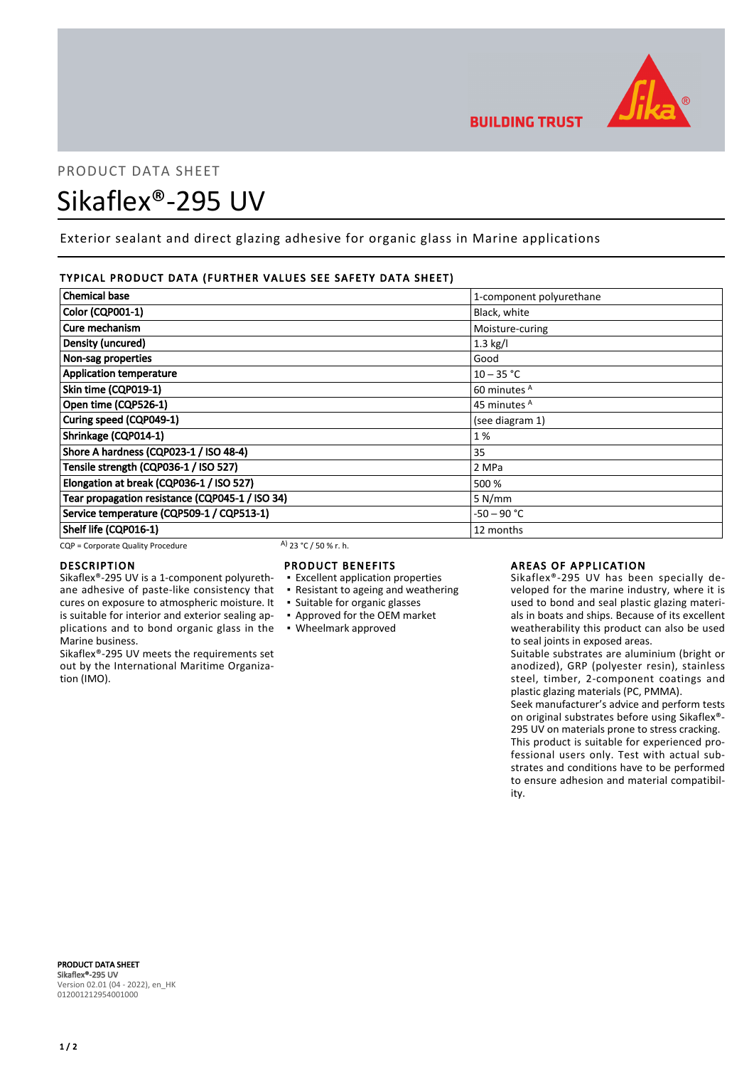PRODUCT DATA SHEET

# Sikaflex®-295 UV

Exterior sealant and direct glazing adhesive for organic glass in Marine applications

## TYPICAL PRODUCT DATA (FURTHER VALUES SEE SAFETY DATA SHEET)

| Property | Value |
|---|---|
| **Chemical base** | 1-component polyurethane |
| **Color (CQP001-1)** | Black, white |
| **Cure mechanism** | Moisture-curing |
| **Density (uncured)** | 1.3 kg/l |
| **Non-sag properties** | Good |
| **Application temperature** | 10 – 35 °C |
| **Skin time (CQP019-1)** | 60 minutes [A] |
| **Open time (CQP526-1)** | 45 minutes [A] |
| **Curing speed (CQP049-1)** | (see diagram 1) |
| **Shrinkage (CQP014-1)** | 1 % |
| **Shore A hardness (CQP023-1 / ISO 48-4)** | 35 |
| **Tensile strength (CQP036-1 / ISO 527)** | 2 MPa |
| **Elongation at break (CQP036-1 / ISO 527)** | 500 % |
| **Tear propagation resistance (CQP045-1 / ISO 34)** | 5 N/mm |
| **Service temperature (CQP509-1 / CQP513-1)** | -50 – 90 °C |
| **Shelf life (CQP016-1)** | 12 months |

CQP = Corporate Quality Procedure

[A] 23 °C / 50 % r. h.

## DESCRIPTION

Sikaflex®-295 UV is a 1-component polyurethane adhesive of paste-like consistency that cures on exposure to atmospheric moisture. It is suitable for interior and exterior sealing applications and to bond organic glass in the Marine business.

Sikaflex®-295 UV meets the requirements set out by the International Maritime Organization (IMO).

## PRODUCT BENEFITS

- Excellent application properties
- Resistant to ageing and weathering
- Suitable for organic glasses
- Approved for the OEM market
- Wheelmark approved

## AREAS OF APPLICATION

Sikaflex®-295 UV has been specially developed for the marine industry, where it is used to bond and seal plastic glazing materials in boats and ships. Because of its excellent weatherability this product can also be used to seal joints in exposed areas.

Suitable substrates are aluminium (bright or anodized), GRP (polyester resin), stainless steel, timber, 2-component coatings and plastic glazing materials (PC, PMMA).

Seek manufacturer's advice and perform tests on original substrates before using Sikaflex®-295 UV on materials prone to stress cracking.

This product is suitable for experienced professional users only. Test with actual substrates and conditions have to be performed to ensure adhesion and material compatibility.

**PRODUCT DATA SHEET**
**Sikaflex®-295 UV**
Version 02.01 (04 - 2022), en_HK
012001212954001000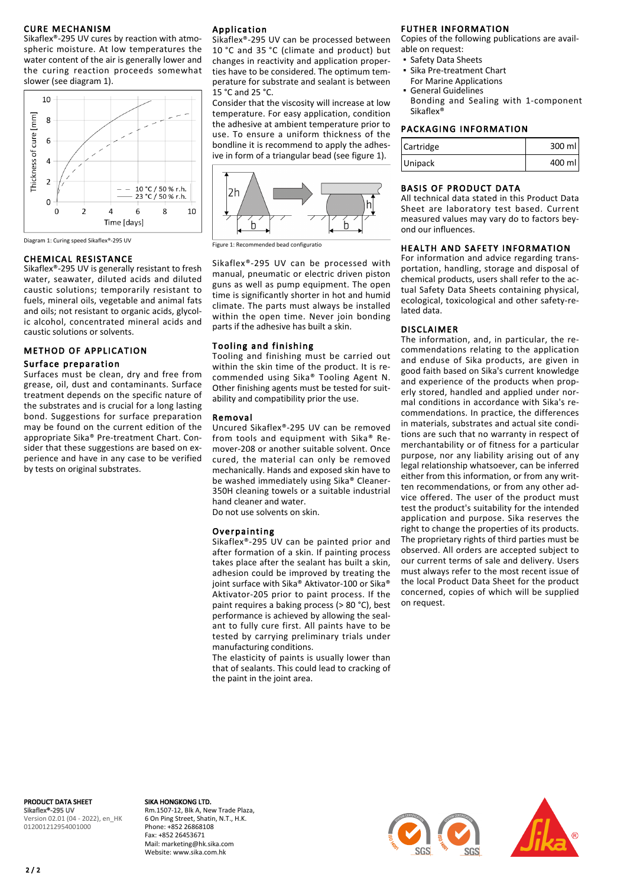## CURE MECHANISM

Sikaflex®-295 UV cures by reaction with atmospheric moisture. At low temperatures the water content of the air is generally lower and the curing reaction proceeds somewhat slower (see diagram 1).

Thickness of cure [mm]
10
8
6
4
2
0
0 2 4 6 8 10
Time [days]
10 °C / 50 % r.h.
23 °C / 50 % r.h.

Diagram 1: Curing speed Sikaflex®-295 UV

## CHEMICAL RESISTANCE

Sikaflex®-295 UV is generally resistant to fresh water, seawater, diluted acids and diluted caustic solutions; temporarily resistant to fuels, mineral oils, vegetable and animal fats and oils; not resistant to organic acids, glycolic alcohol, concentrated mineral acids and caustic solutions or solvents.

## METHOD OF APPLICATION

### Surface preparation

Surfaces must be clean, dry and free from grease, oil, dust and contaminants. Surface treatment depends on the specific nature of the substrates and is crucial for a long lasting bond. Suggestions for surface preparation may be found on the current edition of the appropriate Sika® Pre-treatment Chart. Consider that these suggestions are based on experience and have in any case to be verified by tests on original substrates.

### Application

Sikaflex®-295 UV can be processed between 10 °C and 35 °C (climate and product) but changes in reactivity and application properties have to be considered. The optimum temperature for substrate and sealant is between 15 °C and 25 °C.

Consider that the viscosity will increase at low temperature. For easy application, condition the adhesive at ambient temperature prior to use. To ensure a uniform thickness of the bondline it is recommend to apply the adhesive in form of a triangular bead (see figure 1).

2h
b
h
b

Figure 1: Recommended bead configuratio

Sikaflex®-295 UV can be processed with manual, pneumatic or electric driven piston guns as well as pump equipment. The open time is significantly shorter in hot and humid climate. The parts must always be installed within the open time. Never join bonding parts if the adhesive has built a skin.

### Tooling and finishing

Tooling and finishing must be carried out within the skin time of the product. It is recommended using Sika® Tooling Agent N. Other finishing agents must be tested for suitability and compatibility prior the use.

### Removal

Uncured Sikaflex®-295 UV can be removed from tools and equipment with Sika® Remover-208 or another suitable solvent. Once cured, the material can only be removed mechanically. Hands and exposed skin have to be washed immediately using Sika® Cleaner-350H cleaning towels or a suitable industrial hand cleaner and water.

Do not use solvents on skin.

### Overpainting

Sikaflex®-295 UV can be painted prior and after formation of a skin. If painting process takes place after the sealant has built a skin, adhesion could be improved by treating the joint surface with Sika® Aktivator-100 or Sika® Aktivator-205 prior to paint process. If the paint requires a baking process (> 80 °C), best performance is achieved by allowing the sealant to fully cure first. All paints have to be tested by carrying preliminary trials under manufacturing conditions.

The elasticity of paints is usually lower than that of sealants. This could lead to cracking of the paint in the joint area.

## FUTHER INFORMATION

Copies of the following publications are available on request:

- Safety Data Sheets
- Sika Pre-treatment Chart For Marine Applications
- General Guidelines Bonding and Sealing with 1-component Sikaflex®

## PACKAGING INFORMATION

| | |
|---|---|
| Cartridge | 300 ml |
| Unipack | 400 ml |

## BASIS OF PRODUCT DATA

All technical data stated in this Product Data Sheet are laboratory test based. Current measured values may vary do to factors beyond our influences.

## HEALTH AND SAFETY INFORMATION

For information and advice regarding transportation, handling, storage and disposal of chemical products, users shall refer to the actual Safety Data Sheets containing physical, ecological, toxicological and other safety-related data.

## DISCLAIMER

The information, and, in particular, the recommendations relating to the application and enduse of Sika products, are given in good faith based on Sika's current knowledge and experience of the products when properly stored, handled and applied under normal conditions in accordance with Sika's recommendations. In practice, the differences in materials, substrates and actual site conditions are such that no warranty in respect of merchantability or of fitness for a particular purpose, nor any liability arising out of any legal relationship whatsoever, can be inferred either from this information, or from any written recommendations, or from any other advice offered. The user of the product must test the product's suitability for the intended application and purpose. Sika reserves the right to change the properties of its products. The proprietary rights of third parties must be observed. All orders are accepted subject to our current terms of sale and delivery. Users must always refer to the most recent issue of the local Product Data Sheet for the product concerned, copies of which will be supplied on request.

**PRODUCT DATA SHEET**
**Sikaflex®-295 UV**
Version 02.01 (04 - 2022), en_HK
012001212954001000

**SIKA HONGKONG LTD.**
Rm.1507-12, Blk A, New Trade Plaza,
6 On Ping Street, Shatin, N.T., H.K.
Phone: +852 26868108
Fax: +852 26453671
Mail: marketing@hk.sika.com
Website: www.sika.com.hk